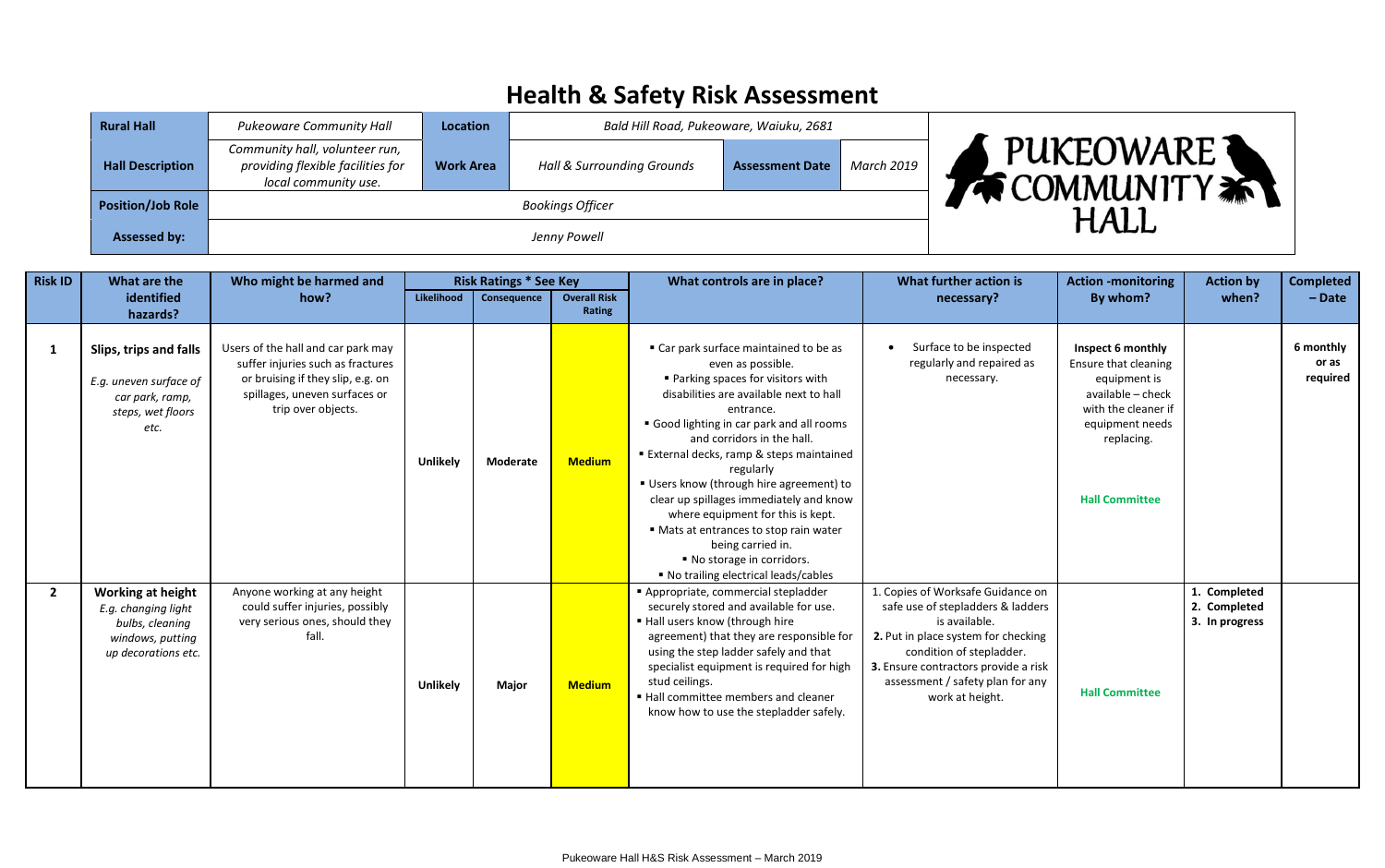# Health & Safety Risk Assessment

| Rural Hall | Pukeoware Community Hall | Location | Bald Hill Road, Pukeoware, Waiuku, 2681 | | |
|---|---|---|---|---|---|
| Hall Description | Community hall, volunteer run, providing flexible facilities for local community use. | Work Area | Hall & Surrounding Grounds | Assessment Date | March 2019 |
| Position/Job Role | Bookings Officer | | | | |
| Assessed by: | Jenny Powell | | | | |

PUKEOWARE COMMUNITY HALL

| Risk ID | What are the identified hazards? | Who might be harmed and how? | Risk Ratings * See Key | | | What controls are in place? | What further action is necessary? | Action -monitoring By whom? | Action by when? | Completed – Date |
|---|---|---|---|---|---|---|---|---|---|---|
| | | | Likelihood | Consequence | Overall Risk Rating | | | | | |
| **1** | **Slips, trips and falls** *E.g. uneven surface of car park, ramp, steps, wet floors etc.* | Users of the hall and car park may suffer injuries such as fractures or bruising if they slip, e.g. on spillages, uneven surfaces or trip over objects. | **Unlikely** | **Moderate** | **Medium** | ▪ Car park surface maintained to be as even as possible. ▪ Parking spaces for visitors with disabilities are available next to hall entrance. ▪ Good lighting in car park and all rooms and corridors in the hall. ▪ External decks, ramp & steps maintained regularly ▪ Users know (through hire agreement) to clear up spillages immediately and know where equipment for this is kept. ▪ Mats at entrances to stop rain water being carried in. ▪ No storage in corridors. ▪ No trailing electrical leads/cables | • Surface to be inspected regularly and repaired as necessary. | **Inspect 6 monthly** Ensure that cleaning equipment is available – check with the cleaner if equipment needs replacing. **Hall Committee** | | **6 monthly or as required** |
| **2** | **Working at height** *E.g. changing light bulbs, cleaning windows, putting up decorations etc.* | Anyone working at any height could suffer injuries, possibly very serious ones, should they fall. | **Unlikely** | **Major** | **Medium** | ▪ Appropriate, commercial stepladder securely stored and available for use. ▪ Hall users know (through hire agreement) that they are responsible for using the step ladder safely and that specialist equipment is required for high stud ceilings. ▪ Hall committee members and cleaner know how to use the stepladder safely. | 1. Copies of Worksafe Guidance on safe use of stepladders & ladders is available. **2.** Put in place system for checking condition of stepladder. **3.** Ensure contractors provide a risk assessment / safety plan for any work at height. | **Hall Committee** | **1. Completed** **2. Completed** **3. In progress** | |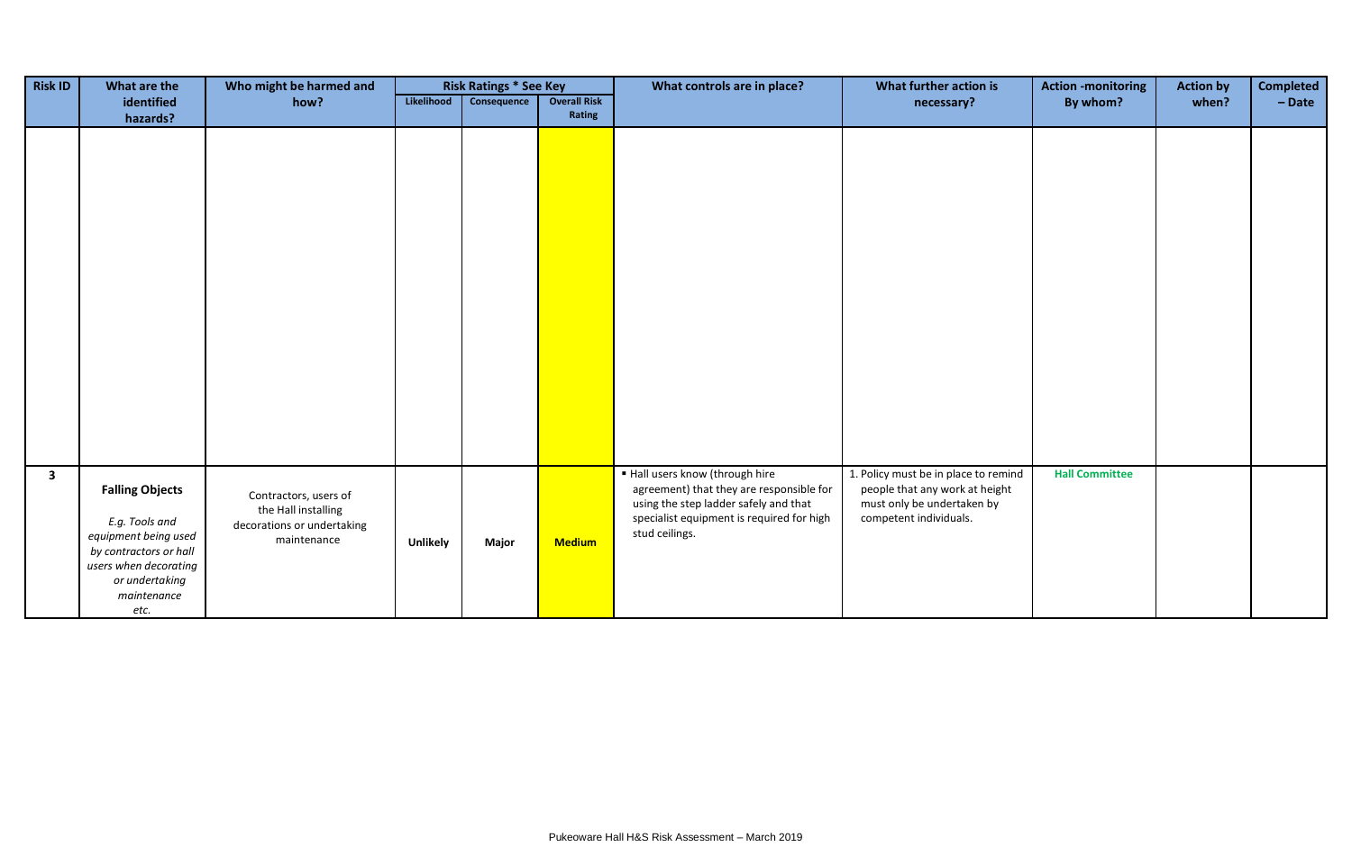| Risk ID | What are the identified hazards? | Who might be harmed and how? | Risk Ratings * See Key | | | What controls are in place? | What further action is necessary? | Action -monitoring By whom? | Action by when? | Completed – Date |
|---|---|---|---|---|---|---|---|---|---|---|
| | | | Likelihood | Consequence | Overall Risk Rating | | | | | |
| | | | | | | | | | | |
| **3** | **Falling Objects** *E.g. Tools and equipment being used by contractors or hall users when decorating or undertaking maintenance etc.* | Contractors, users of the Hall installing decorations or undertaking maintenance | **Unlikely** | **Major** | **Medium** | ▪ Hall users know (through hire agreement) that they are responsible for using the step ladder safely and that specialist equipment is required for high stud ceilings. | 1. Policy must be in place to remind people that any work at height must only be undertaken by competent individuals. | **Hall Committee** | | |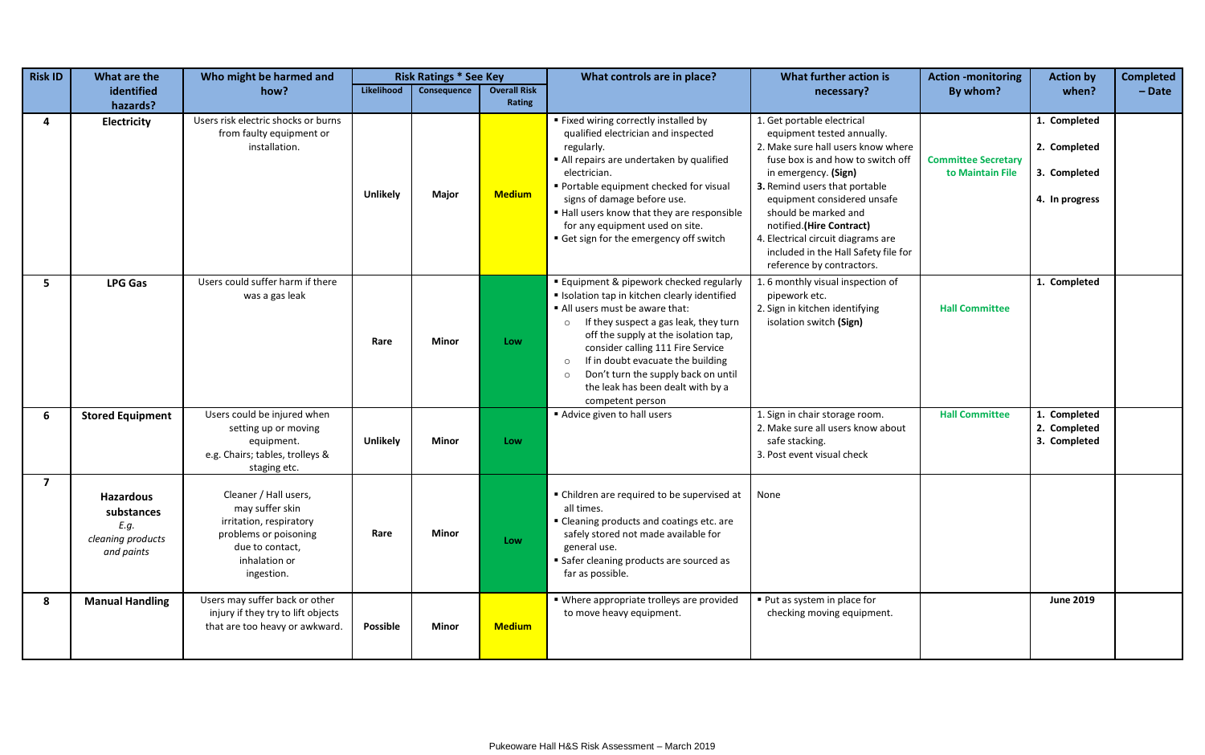| Risk ID | What are the identified hazards? | Who might be harmed and how? | Risk Ratings * See Key | | | What controls are in place? | What further action is necessary? | Action -monitoring By whom? | Action by when? | Completed – Date |
|---|---|---|---|---|---|---|---|---|---|---|
| | | | Likelihood | Consequence | Overall Risk Rating | | | | | |
| 4 | **Electricity** | Users risk electric shocks or burns from faulty equipment or installation. | **Unlikely** | **Major** | **Medium** | ▪ Fixed wiring correctly installed by qualified electrician and inspected regularly.<br>▪ All repairs are undertaken by qualified electrician.<br>▪ Portable equipment checked for visual signs of damage before use.<br>▪ Hall users know that they are responsible for any equipment used on site.<br>▪ Get sign for the emergency off switch | 1. Get portable electrical equipment tested annually.<br>2. Make sure hall users know where fuse box is and how to switch off in emergency. **(Sign)**<br>**3.** Remind users that portable equipment considered unsafe should be marked and notified.**(Hire Contract)**<br>4. Electrical circuit diagrams are included in the Hall Safety file for reference by contractors. | **Committee Secretary to Maintain File** | **1. Completed**<br>**2. Completed**<br>**3. Completed**<br>**4. In progress** | |
| 5 | **LPG Gas** | Users could suffer harm if there was a gas leak | **Rare** | **Minor** | **Low** | ▪ Equipment & pipework checked regularly<br>▪ Isolation tap in kitchen clearly identified<br>▪ All users must be aware that:<br>o If they suspect a gas leak, they turn off the supply at the isolation tap, consider calling 111 Fire Service<br>o If in doubt evacuate the building<br>o Don't turn the supply back on until the leak has been dealt with by a competent person | 1. 6 monthly visual inspection of pipework etc.<br>2. Sign in kitchen identifying isolation switch **(Sign)** | **Hall Committee** | **1. Completed** | |
| 6 | **Stored Equipment** | Users could be injured when setting up or moving equipment.<br>e.g. Chairs; tables, trolleys & staging etc. | **Unlikely** | **Minor** | **Low** | ▪ Advice given to hall users | 1. Sign in chair storage room.<br>2. Make sure all users know about safe stacking.<br>3. Post event visual check | **Hall Committee** | **1. Completed**<br>**2. Completed**<br>**3. Completed** | |
| 7 | **Hazardous substances** *E.g. cleaning products and paints* | Cleaner / Hall users, may suffer skin irritation, respiratory problems or poisoning due to contact, inhalation or ingestion. | **Rare** | **Minor** | **Low** | ▪ Children are required to be supervised at all times.<br>▪ Cleaning products and coatings etc. are safely stored not made available for general use.<br>▪ Safer cleaning products are sourced as far as possible. | None | | | |
| 8 | **Manual Handling** | Users may suffer back or other injury if they try to lift objects that are too heavy or awkward. | **Possible** | **Minor** | **Medium** | ▪ Where appropriate trolleys are provided to move heavy equipment. | ▪ Put as system in place for checking moving equipment. | | **June 2019** | |

Pukeoware Hall H&S Risk Assessment – March 2019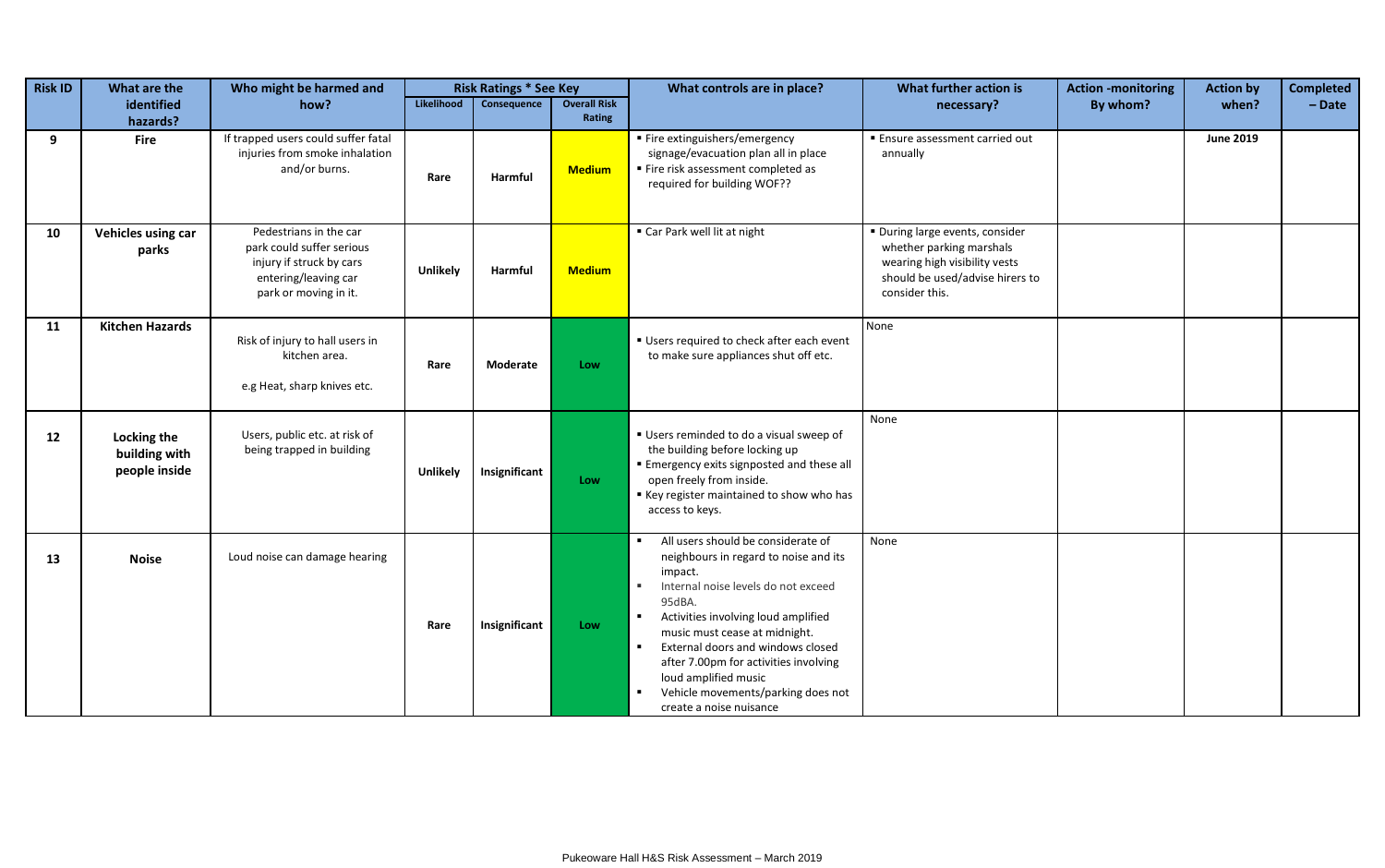| Risk ID | What are the identified hazards? | Who might be harmed and how? | Risk Ratings * See Key | | | What controls are in place? | What further action is necessary? | Action -monitoring By whom? | Action by when? | Completed – Date |
|---|---|---|---|---|---|---|---|---|---|---|
| | | | Likelihood | Consequence | Overall Risk Rating | | | | | |
| 9 | **Fire** | If trapped users could suffer fatal injuries from smoke inhalation and/or burns. | **Rare** | **Harmful** | **Medium** | ▪ Fire extinguishers/emergency signage/evacuation plan all in place<br>▪ Fire risk assessment completed as required for building WOF?? | ▪ Ensure assessment carried out annually | | **June 2019** | |
| 10 | **Vehicles using car parks** | Pedestrians in the car park could suffer serious injury if struck by cars entering/leaving car park or moving in it. | **Unlikely** | **Harmful** | **Medium** | ▪ Car Park well lit at night | ▪ During large events, consider whether parking marshals wearing high visibility vests should be used/advise hirers to consider this. | | | |
| 11 | **Kitchen Hazards** | Risk of injury to hall users in kitchen area.<br><br>e.g Heat, sharp knives etc. | **Rare** | **Moderate** | **Low** | ▪ Users required to check after each event to make sure appliances shut off etc. | None | | | |
| 12 | **Locking the building with people inside** | Users, public etc. at risk of being trapped in building | **Unlikely** | **Insignificant** | **Low** | ▪ Users reminded to do a visual sweep of the building before locking up<br>▪ Emergency exits signposted and these all open freely from inside.<br>▪ Key register maintained to show who has access to keys. | None | | | |
| 13 | **Noise** | Loud noise can damage hearing | **Rare** | **Insignificant** | **Low** | ▪ All users should be considerate of neighbours in regard to noise and its impact.<br>▪ Internal noise levels do not exceed 95dBA.<br>▪ Activities involving loud amplified music must cease at midnight.<br>▪ External doors and windows closed after 7.00pm for activities involving loud amplified music<br>▪ Vehicle movements/parking does not create a noise nuisance | None | | | |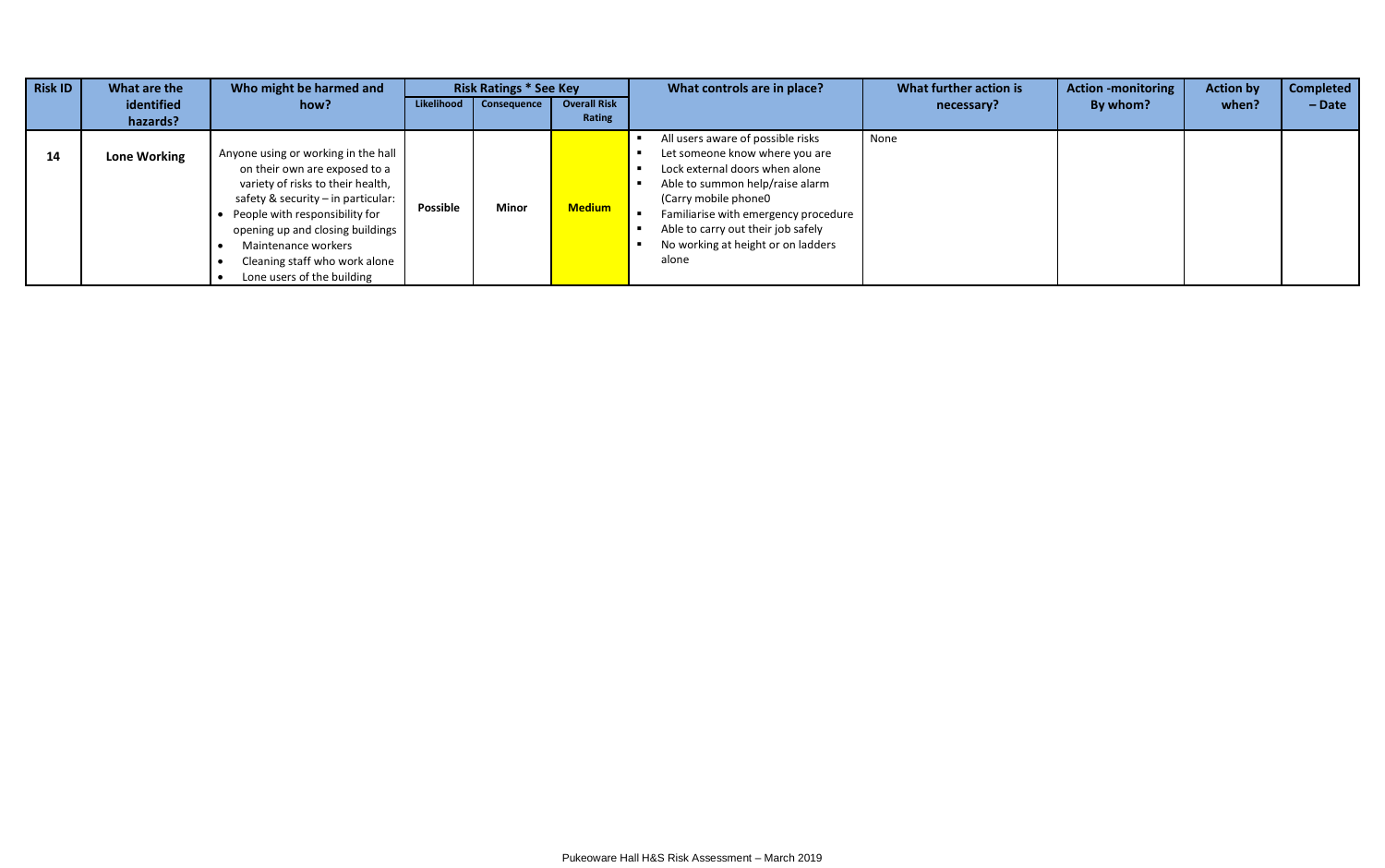| Risk ID | What are the identified hazards? | Who might be harmed and how? | Risk Ratings * See Key | | | What controls are in place? | What further action is necessary? | Action -monitoring By whom? | Action by when? | Completed – Date |
|---|---|---|---|---|---|---|---|---|---|---|
| | | | Likelihood | Consequence | Overall Risk Rating | | | | | |
| 14 | **Lone Working** | Anyone using or working in the hall on their own are exposed to a variety of risks to their health, safety & security – in particular:<br>• People with responsibility for opening up and closing buildings<br>• Maintenance workers<br>• Cleaning staff who work alone<br>• Lone users of the building | **Possible** | **Minor** | **Medium** | ▪ All users aware of possible risks<br>▪ Let someone know where you are<br>▪ Lock external doors when alone<br>▪ Able to summon help/raise alarm (Carry mobile phone0<br>▪ Familiarise with emergency procedure<br>▪ Able to carry out their job safely<br>▪ No working at height or on ladders alone | None | | | |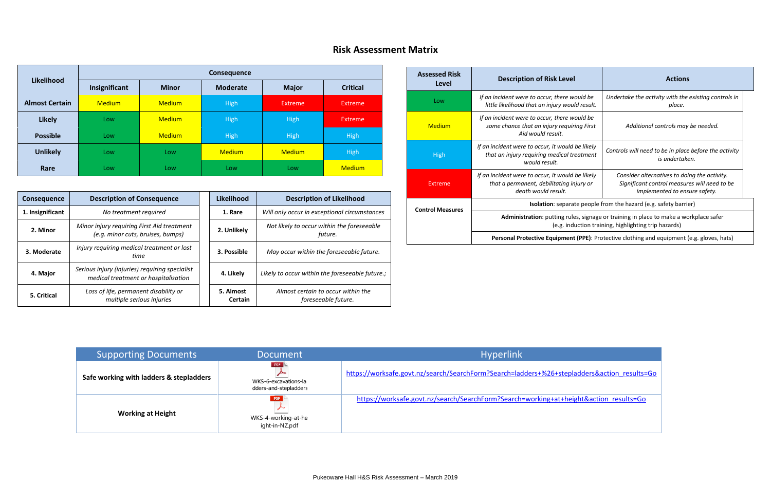# Risk Assessment Matrix

| Likelihood | Consequence | | | | |
|---|---|---|---|---|---|
| | Insignificant | Minor | Moderate | Major | Critical |
| Almost Certain | Medium | Medium | High | Extreme | Extreme |
| Likely | Low | Medium | High | High | Extreme |
| Possible | Low | Medium | High | High | High |
| Unlikely | Low | Low | Medium | Medium | High |
| Rare | Low | Low | Low | Low | Medium |

| Assessed Risk Level | Description of Risk Level | Actions |
|---|---|---|
| Low | *If an incident were to occur, there would be little likelihood that an injury would result.* | *Undertake the activity with the existing controls in place.* |
| Medium | *If an incident were to occur, there would be some chance that an injury requiring First Aid would result.* | *Additional controls may be needed.* |
| High | *If an incident were to occur, it would be likely that an injury requiring medical treatment would result.* | *Controls will need to be in place before the activity is undertaken.* |
| Extreme | *If an incident were to occur, it would be likely that a permanent, debilitating injury or death would result.* | *Consider alternatives to doing the activity. Significant control measures will need to be implemented to ensure safety.* |
| Control Measures | **Isolation**: separate people from the hazard (e.g. safety barrier) | |
| | **Administration**: putting rules, signage or training in place to make a workplace safer (e.g. induction training, highlighting trip hazards) | |
| | **Personal Protective Equipment (PPE)**: Protective clothing and equipment (e.g. gloves, hats) | |

| Consequence | Description of Consequence |
|---|---|
| 1. Insignificant | *No treatment required* |
| 2. Minor | *Minor injury requiring First Aid treatment (e.g. minor cuts, bruises, bumps)* |
| 3. Moderate | *Injury requiring medical treatment or lost time* |
| 4. Major | *Serious injury (injuries) requiring specialist medical treatment or hospitalisation* |
| 5. Critical | *Loss of life, permanent disability or multiple serious injuries* |

| Likelihood | Description of Likelihood |
|---|---|
| 1. Rare | *Will only occur in exceptional circumstances* |
| 2. Unlikely | *Not likely to occur within the foreseeable future.* |
| 3. Possible | *May occur within the foreseeable future.* |
| 4. Likely | *Likely to occur within the foreseeable future.;* |
| 5. Almost Certain | *Almost certain to occur within the foreseeable future.* |

| Supporting Documents | Document | Hyperlink |
|---|---|---|
| **Safe working with ladders & stepladders** | WKS-6-excavations-ladders-and-stepladders | https://worksafe.govt.nz/search/SearchForm?Search=ladders+%26+stepladders&action_results=Go |
| **Working at Height** | WKS-4-working-at-height-in-NZ.pdf | https://worksafe.govt.nz/search/SearchForm?Search=working+at+height&action_results=Go |

Pukeoware Hall H&S Risk Assessment – March 2019